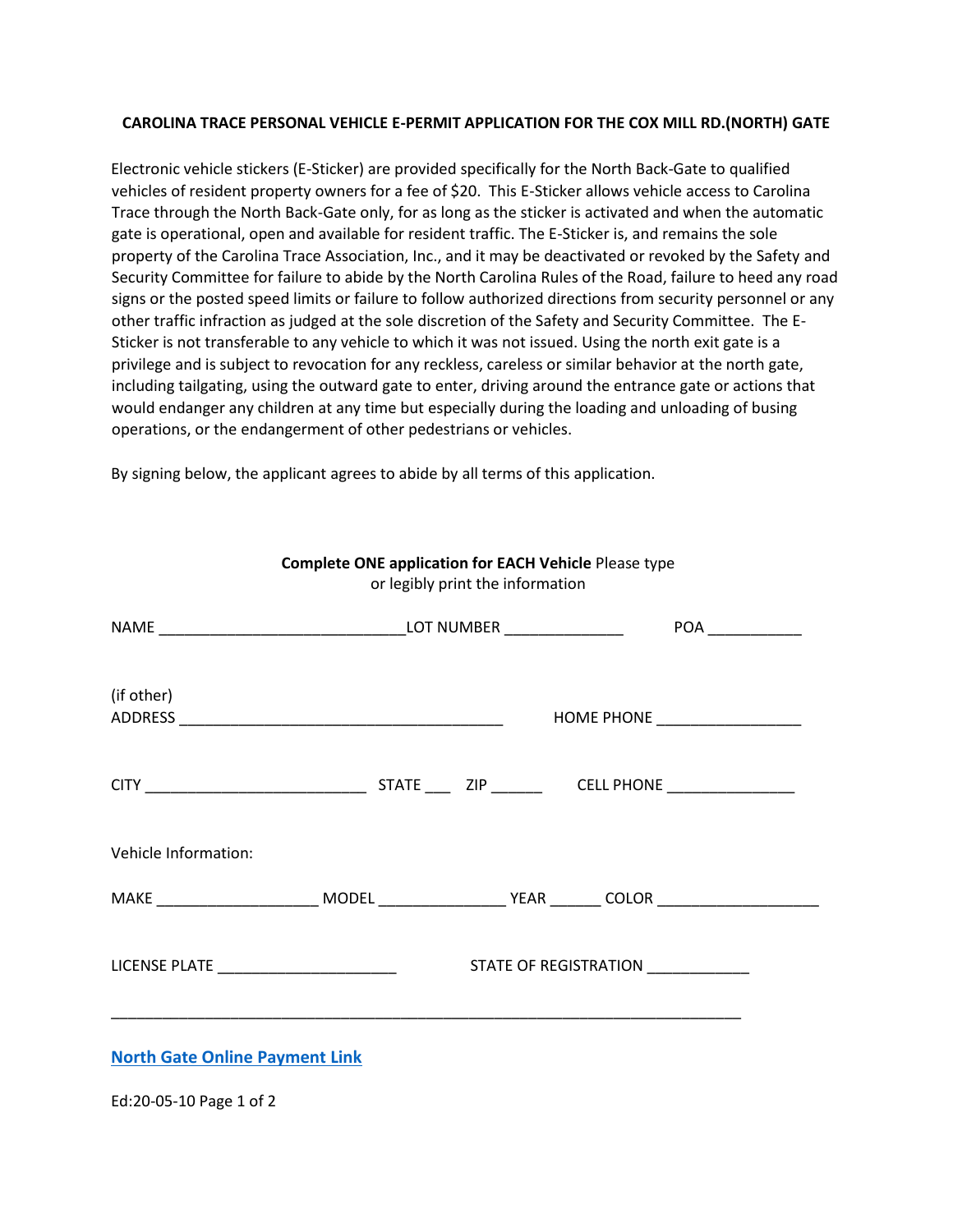**CAROLINA TRACE PERSONAL VEHICLE E-PERMIT APPLICATION FOR THE COX MILL RD.(NORTH) GATE**

Electronic vehicle stickers (E-Sticker) are provided specifically for the North Back-Gate to qualified vehicles of resident property owners for a fee of $20. This E-Sticker allows vehicle access to Carolina Trace through the North Back-Gate only, for as long as the sticker is activated and when the automatic gate is operational, open and available for resident traffic. The E-Sticker is, and remains the sole property of the Carolina Trace Association, Inc., and it may be deactivated or revoked by the Safety and Security Committee for failure to abide by the North Carolina Rules of the Road, failure to heed any road signs or the posted speed limits or failure to follow authorized directions from security personnel or any other traffic infraction as judged at the sole discretion of the Safety and Security Committee. The E-Sticker is not transferable to any vehicle to which it was not issued. Using the north exit gate is a privilege and is subject to revocation for any reckless, careless or similar behavior at the north gate, including tailgating, using the outward gate to enter, driving around the entrance gate or actions that would endanger any children at any time but especially during the loading and unloading of busing operations, or the endangerment of other pedestrians or vehicles.

By signing below, the applicant agrees to abide by all terms of this application.

**Complete ONE application for EACH Vehicle** Please type or legibly print the information

NAME ____________________________ LOT NUMBER ______________ POA ___________

(if other)
ADDRESS _____________________________________ HOME PHONE _________________

CITY _________________________ STATE ___ ZIP ______ CELL PHONE _______________

Vehicle Information:

MAKE __________________ MODEL ______________ YEAR ______ COLOR __________________

LICENSE PLATE ____________________ STATE OF REGISTRATION ____________

______________________________________________________________________

**North Gate Online Payment Link**

Ed:20-05-10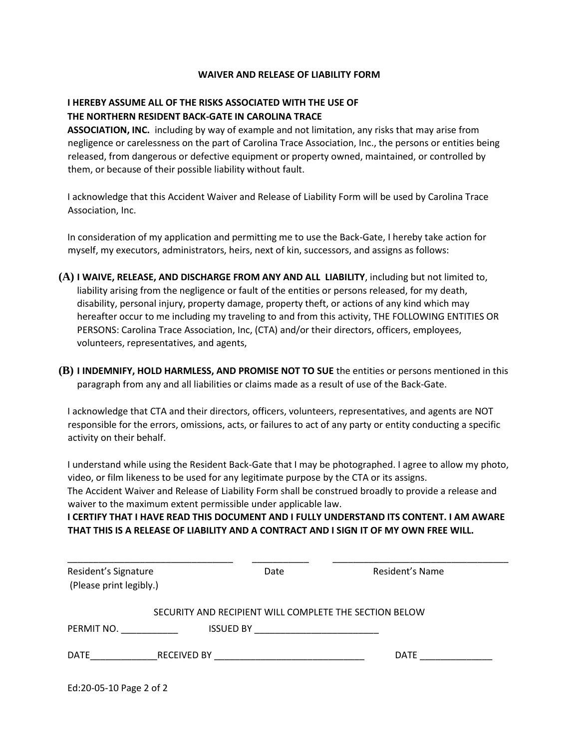# WAIVER AND RELEASE OF LIABILITY FORM

**I HEREBY ASSUME ALL OF THE RISKS ASSOCIATED WITH THE USE OF THE NORTHERN RESIDENT BACK-GATE IN CAROLINA TRACE ASSOCIATION, INC.** including by way of example and not limitation, any risks that may arise from negligence or carelessness on the part of Carolina Trace Association, Inc., the persons or entities being released, from dangerous or defective equipment or property owned, maintained, or controlled by them, or because of their possible liability without fault.

I acknowledge that this Accident Waiver and Release of Liability Form will be used by Carolina Trace Association, Inc.

In consideration of my application and permitting me to use the Back-Gate, I hereby take action for myself, my executors, administrators, heirs, next of kin, successors, and assigns as follows:

**(A) I WAIVE, RELEASE, AND DISCHARGE FROM ANY AND ALL LIABILITY**, including but not limited to, liability arising from the negligence or fault of the entities or persons released, for my death, disability, personal injury, property damage, property theft, or actions of any kind which may hereafter occur to me including my traveling to and from this activity, THE FOLLOWING ENTITIES OR PERSONS: Carolina Trace Association, Inc, (CTA) and/or their directors, officers, employees, volunteers, representatives, and agents,

**(B) I INDEMNIFY, HOLD HARMLESS, AND PROMISE NOT TO SUE** the entities or persons mentioned in this paragraph from any and all liabilities or claims made as a result of use of the Back-Gate.

I acknowledge that CTA and their directors, officers, volunteers, representatives, and agents are NOT responsible for the errors, omissions, acts, or failures to act of any party or entity conducting a specific activity on their behalf.

I understand while using the Resident Back-Gate that I may be photographed. I agree to allow my photo, video, or film likeness to be used for any legitimate purpose by the CTA or its assigns.
The Accident Waiver and Release of Liability Form shall be construed broadly to provide a release and waiver to the maximum extent permissible under applicable law.
**I CERTIFY THAT I HAVE READ THIS DOCUMENT AND I FULLY UNDERSTAND ITS CONTENT. I AM AWARE THAT THIS IS A RELEASE OF LIABILITY AND A CONTRACT AND I SIGN IT OF MY OWN FREE WILL.**

_________________________________ ___________ ___________________________________

Resident's Signature Date Resident's Name
(Please print legibly.)

SECURITY AND RECIPIENT WILL COMPLETE THE SECTION BELOW

PERMIT NO. ___________ ISSUED BY ________________________

DATE_____________RECEIVED BY _____________________________ DATE ______________

Ed:20-05-10